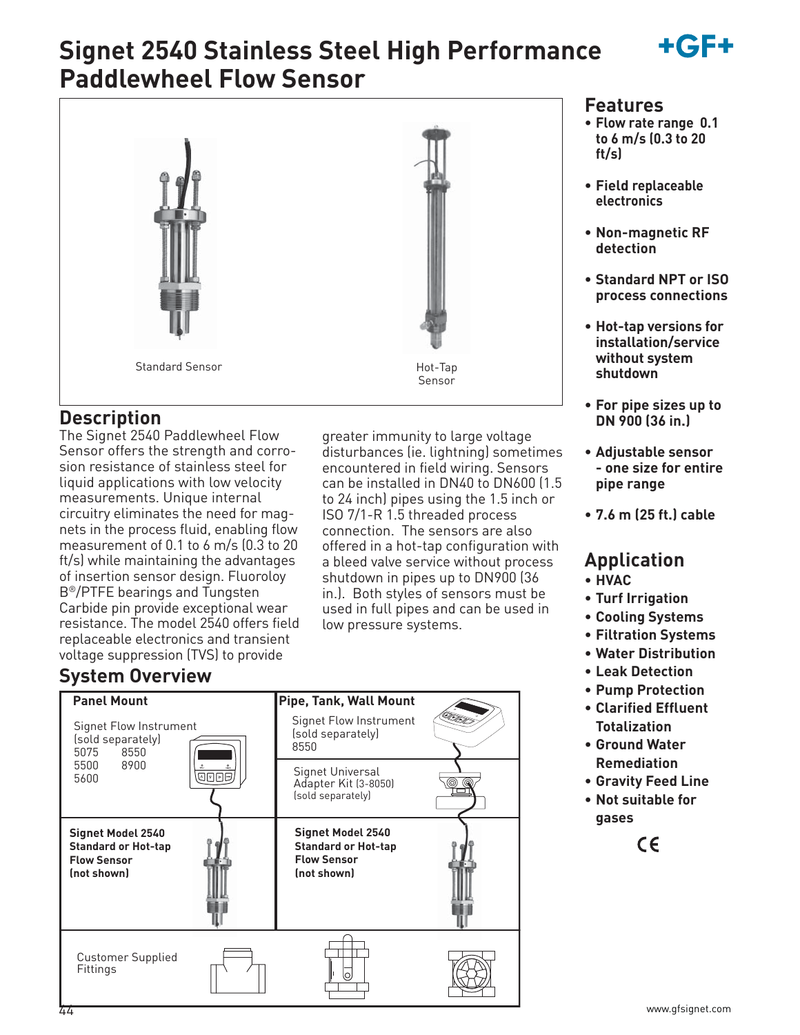# Signet 2540 Stainless Steel High Performance Paddlewheel Flow Sensor

Standard Sensor

Hot-Tap Sensor

## Description

The Signet 2540 Paddlewheel Flow Sensor offers the strength and corrosion resistance of stainless steel for liquid applications with low velocity measurements. Unique internal circuitry eliminates the need for magnets in the process fluid, enabling flow measurement of 0.1 to 6 m/s (0.3 to 20 ft/s) while maintaining the advantages of insertion sensor design. Fluoroloy B®/PTFE bearings and Tungsten Carbide pin provide exceptional wear resistance. The model 2540 offers field replaceable electronics and transient voltage suppression (TVS) to provide greater immunity to large voltage disturbances (ie. lightning) sometimes encountered in field wiring. Sensors can be installed in DN40 to DN600 (1.5 to 24 inch) pipes using the 1.5 inch or ISO 7/1-R 1.5 threaded process connection. The sensors are also offered in a hot-tap configuration with a bleed valve service without process shutdown in pipes up to DN900 (36 in.). Both styles of sensors must be used in full pipes and can be used in low pressure systems.

## System Overview

| Panel Mount | Pipe, Tank, Wall Mount |
|---|---|
| Signet Flow Instrument (sold separately) 5075, 8550, 5500, 8900, 5600 | Signet Flow Instrument (sold separately) 8550 |
| | Signet Universal Adapter Kit (3-8050) (sold separately) |
| **Signet Model 2540 Standard or Hot-tap Flow Sensor (not shown)** | **Signet Model 2540 Standard or Hot-tap Flow Sensor (not shown)** |
| Customer Supplied Fittings | |

## Features

- **Flow rate range 0.1 to 6 m/s (0.3 to 20 ft/s)**
- **Field replaceable electronics**
- **Non-magnetic RF detection**
- **Standard NPT or ISO process connections**
- **Hot-tap versions for installation/service without system shutdown**
- **For pipe sizes up to DN 900 (36 in.)**
- **Adjustable sensor - one size for entire pipe range**
- **7.6 m (25 ft.) cable**

## Application

- **HVAC**
- **Turf Irrigation**
- **Cooling Systems**
- **Filtration Systems**
- **Water Distribution**
- **Leak Detection**
- **Pump Protection**
- **Clarified Effluent Totalization**
- **Ground Water Remediation**
- **Gravity Feed Line**
- **Not suitable for gases**

CE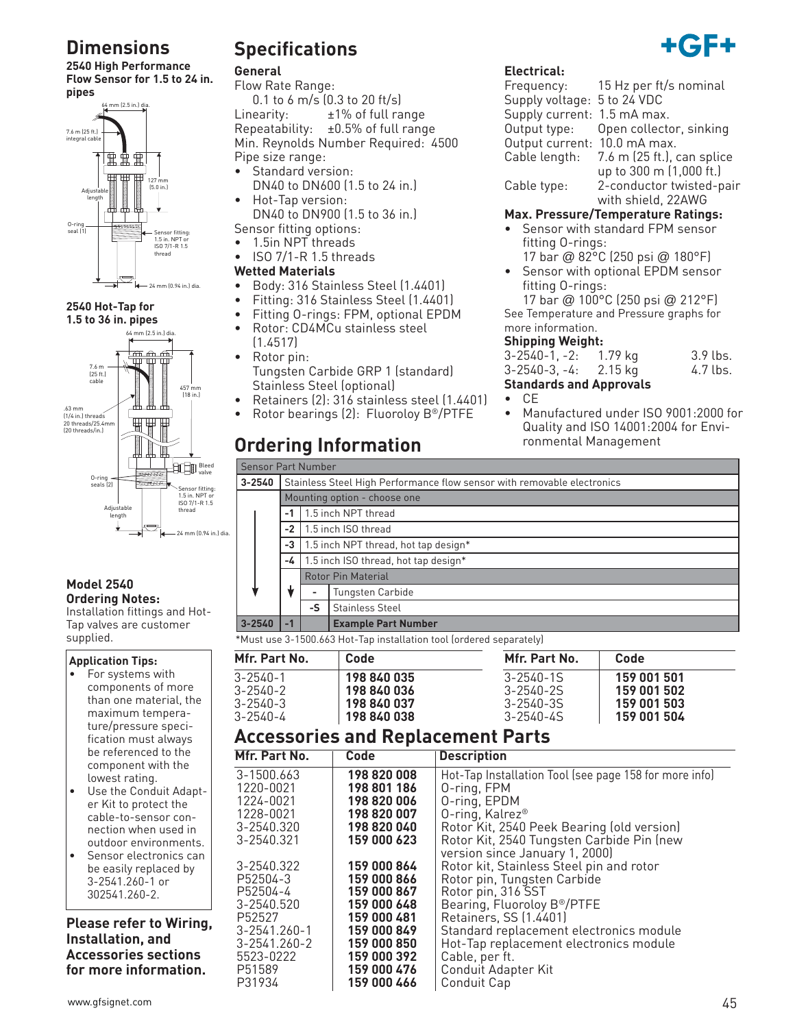## Dimensions

**2540 High Performance Flow Sensor for 1.5 to 24 in. pipes**

64 mm (2.5 in.) dia.
7.6 m (25 ft.) integral cable
127 mm (5.0 in.)
Adjustable length
O-ring seal (1)
Sensor fitting: 1.5 in. NPT or ISO 7/1-R 1.5 thread
24 mm (0.94 in.) dia.

**2540 Hot-Tap for 1.5 to 36 in. pipes**

64 mm (2.5 in.) dia.
7.6 m (25 ft.) cable
457 mm (18 in.)
.63 mm (1/4 in.) threads 20 threads/25.4mm (20 threads/in.)
Bleed valve
O-ring seals (2)
Sensor fitting: 1.5 in. NPT or ISO 7/1-R 1.5 thread
Adjustable length
24 mm (0.94 in.) dia.

**Model 2540**
**Ordering Notes:**
Installation fittings and Hot-Tap valves are customer supplied.

**Application Tips:**

- For systems with components of more than one material, the maximum temperature/pressure specification must always be referenced to the component with the lowest rating.
- Use the Conduit Adapter Kit to protect the cable-to-sensor connection when used in outdoor environments.
- Sensor electronics can be easily replaced by 3-2541.260-1 or 302541.260-2.

**Please refer to Wiring, Installation, and Accessories sections for more information.**

## Specifications

### General

Flow Rate Range:
0.1 to 6 m/s (0.3 to 20 ft/s)
Linearity: ±1% of full range
Repeatability: ±0.5% of full range
Min. Reynolds Number Required: 4500
Pipe size range:

- Standard version:
  DN40 to DN600 (1.5 to 24 in.)
- Hot-Tap version:
  DN40 to DN900 (1.5 to 36 in.)

Sensor fitting options:

- 1.5in NPT threads
- ISO 7/1-R 1.5 threads

### Wetted Materials

- Body: 316 Stainless Steel (1.4401)
- Fitting: 316 Stainless Steel (1.4401)
- Fitting O-rings: FPM, optional EPDM
- Rotor: CD4MCu stainless steel (1.4517)
- Rotor pin:
  Tungsten Carbide GRP 1 (standard)
  Stainless Steel (optional)
- Retainers (2): 316 stainless steel (1.4401)
- Rotor bearings (2): Fluoroloy B®/PTFE

### Electrical:

Frequency: 15 Hz per ft/s nominal
Supply voltage: 5 to 24 VDC
Supply current: 1.5 mA max.
Output type: Open collector, sinking
Output current: 10.0 mA max.
Cable length: 7.6 m (25 ft.), can splice up to 300 m (1,000 ft.)
Cable type: 2-conductor twisted-pair with shield, 22AWG

### Max. Pressure/Temperature Ratings:

- Sensor with standard FPM sensor fitting O-rings:
  17 bar @ 82°C (250 psi @ 180°F)
- Sensor with optional EPDM sensor fitting O-rings:
  17 bar @ 100°C (250 psi @ 212°F)

See Temperature and Pressure graphs for more information.

### Shipping Weight:

| | | |
|---|---|---|
| 3-2540-1, -2: | 1.79 kg | 3.9 lbs. |
| 3-2540-3, -4: | 2.15 kg | 4.7 lbs. |

### Standards and Approvals

- CE
- Manufactured under ISO 9001:2000 for Quality and ISO 14001:2004 for Environmental Management

## Ordering Information

| Sensor Part Number | | | |
|---|---|---|---|
| **3-2540** | Stainless Steel High Performance flow sensor with removable electronics | | |
| | Mounting option - choose one | | |
| | **-1** | 1.5 inch NPT thread | |
| | **-2** | 1.5 inch ISO thread | |
| | **-3** | 1.5 inch NPT thread, hot tap design* | |
| | **-4** | 1.5 inch ISO thread, hot tap design* | |
| | | Rotor Pin Material | |
| | | **-** | Tungsten Carbide |
| | | **-S** | Stainless Steel |
| **3-2540** | **-1** | | **Example Part Number** |

*Must use 3-1500.663 Hot-Tap installation tool (ordered separately)

| Mfr. Part No. | Code | Mfr. Part No. | Code |
|---|---|---|---|
| 3-2540-1 | **198 840 035** | 3-2540-1S | **159 001 501** |
| 3-2540-2 | **198 840 036** | 3-2540-2S | **159 001 502** |
| 3-2540-3 | **198 840 037** | 3-2540-3S | **159 001 503** |
| 3-2540-4 | **198 840 038** | 3-2540-4S | **159 001 504** |

## Accessories and Replacement Parts

| Mfr. Part No. | Code | Description |
|---|---|---|
| 3-1500.663 | **198 820 008** | Hot-Tap Installation Tool (see page 158 for more info) |
| 1220-0021 | **198 801 186** | O-ring, FPM |
| 1224-0021 | **198 820 006** | O-ring, EPDM |
| 1228-0021 | **198 820 007** | O-ring, Kalrez® |
| 3-2540.320 | **198 820 040** | Rotor Kit, 2540 Peek Bearing (old version) |
| 3-2540.321 | **159 000 623** | Rotor Kit, 2540 Tungsten Carbide Pin (new version since January 1, 2000) |
| 3-2540.322 | **159 000 864** | Rotor kit, Stainless Steel pin and rotor |
| P52504-3 | **159 000 866** | Rotor pin, Tungsten Carbide |
| P52504-4 | **159 000 867** | Rotor pin, 316 SST |
| 3-2540.520 | **159 000 648** | Bearing, Fluoroloy B®/PTFE |
| P52527 | **159 000 481** | Retainers, SS (1.4401) |
| 3-2541.260-1 | **159 000 849** | Standard replacement electronics module |
| 3-2541.260-2 | **159 000 850** | Hot-Tap replacement electronics module |
| 5523-0222 | **159 000 392** | Cable, per ft. |
| P51589 | **159 000 476** | Conduit Adapter Kit |
| P31934 | **159 000 466** | Conduit Cap |